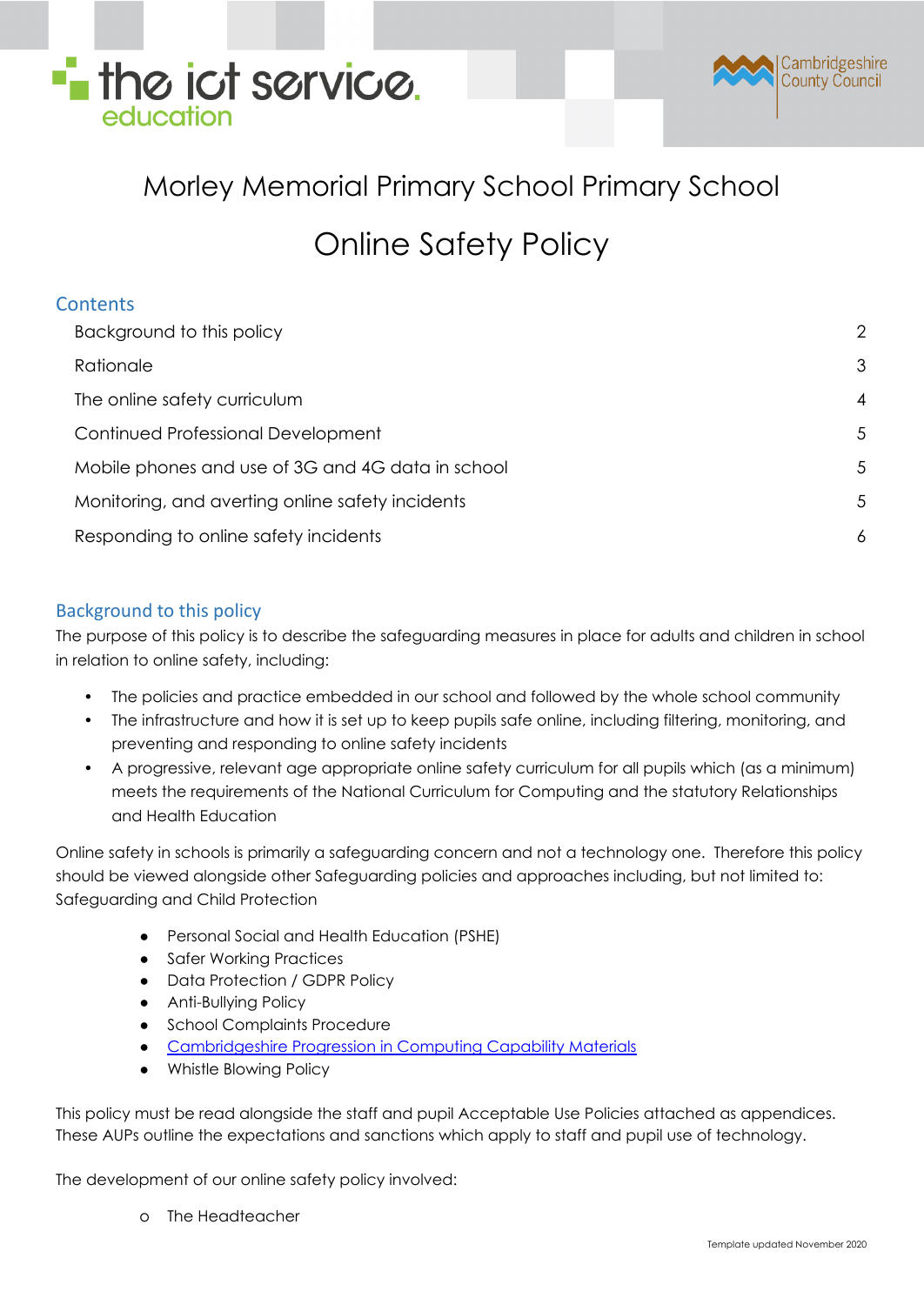# Morley Memorial Primary School Primary School

# Online Safety Policy

## Contents

- Background to this policy 2
- Rationale 3
- The online safety curriculum 4
- Continued Professional Development 5
- Mobile phones and use of 3G and 4G data in school 5
- Monitoring, and averting online safety incidents 5
- Responding to online safety incidents 6

## Background to this policy

The purpose of this policy is to describe the safeguarding measures in place for adults and children in school in relation to online safety, including:

- The policies and practice embedded in our school and followed by the whole school community
- The infrastructure and how it is set up to keep pupils safe online, including filtering, monitoring, and preventing and responding to online safety incidents
- A progressive, relevant age appropriate online safety curriculum for all pupils which (as a minimum) meets the requirements of the National Curriculum for Computing and the statutory Relationships and Health Education

Online safety in schools is primarily a safeguarding concern and not a technology one. Therefore this policy should be viewed alongside other Safeguarding policies and approaches including, but not limited to: Safeguarding and Child Protection

- Personal Social and Health Education (PSHE)
- Safer Working Practices
- Data Protection / GDPR Policy
- Anti-Bullying Policy
- School Complaints Procedure
- Cambridgeshire Progression in Computing Capability Materials
- Whistle Blowing Policy

This policy must be read alongside the staff and pupil Acceptable Use Policies attached as appendices. These AUPs outline the expectations and sanctions which apply to staff and pupil use of technology.

The development of our online safety policy involved:

- The Headteacher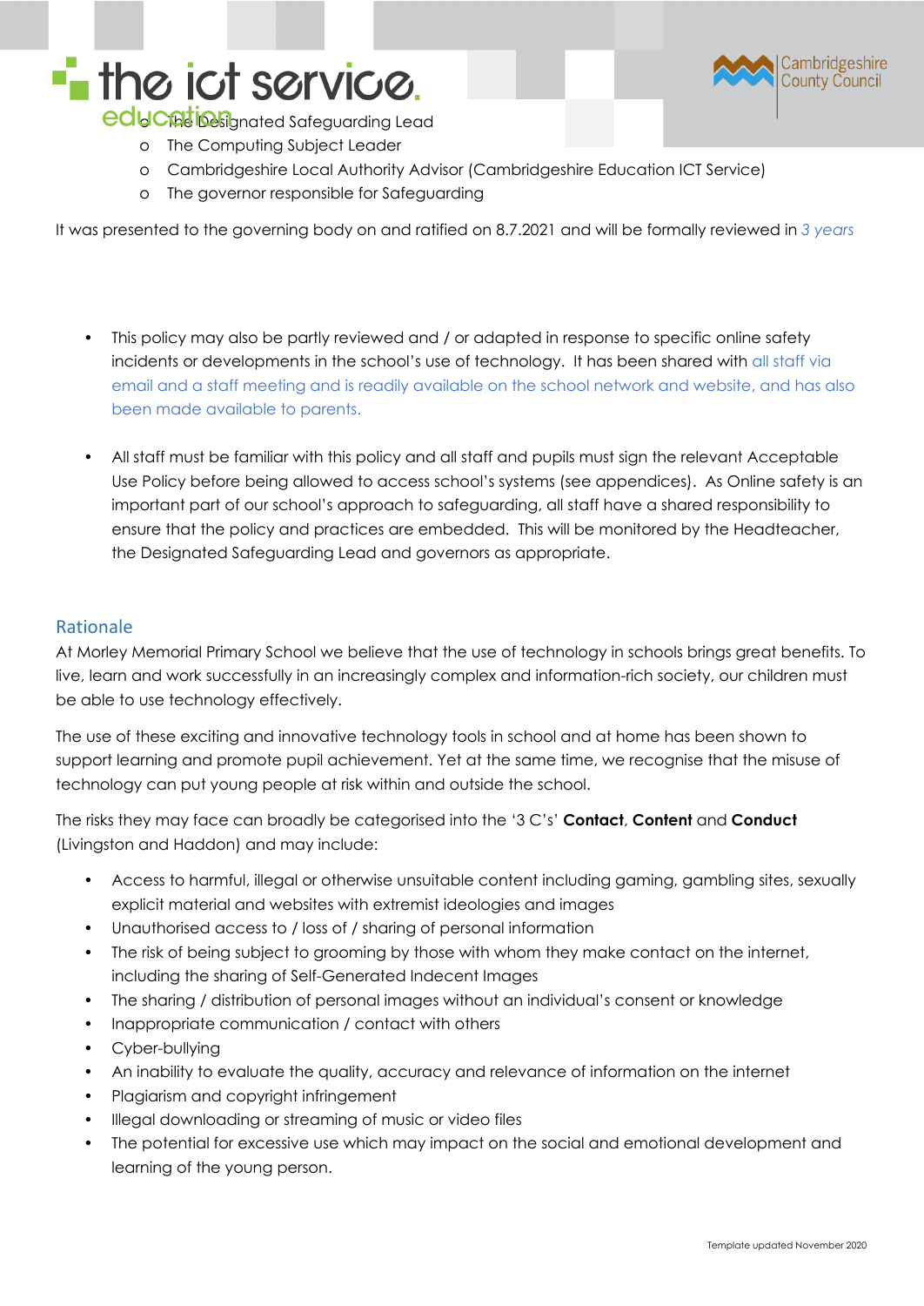- The Designated Safeguarding Lead
- The Computing Subject Leader
- Cambridgeshire Local Authority Advisor (Cambridgeshire Education ICT Service)
- The governor responsible for Safeguarding

It was presented to the governing body on and ratified on 8.7.2021 and will be formally reviewed in *3 years*

- This policy may also be partly reviewed and / or adapted in response to specific online safety incidents or developments in the school's use of technology. It has been shared with all staff via email and a staff meeting and is readily available on the school network and website, and has also been made available to parents.

- All staff must be familiar with this policy and all staff and pupils must sign the relevant Acceptable Use Policy before being allowed to access school's systems (see appendices). As Online safety is an important part of our school's approach to safeguarding, all staff have a shared responsibility to ensure that the policy and practices are embedded. This will be monitored by the Headteacher, the Designated Safeguarding Lead and governors as appropriate.

## Rationale

At Morley Memorial Primary School we believe that the use of technology in schools brings great benefits. To live, learn and work successfully in an increasingly complex and information-rich society, our children must be able to use technology effectively.

The use of these exciting and innovative technology tools in school and at home has been shown to support learning and promote pupil achievement. Yet at the same time, we recognise that the misuse of technology can put young people at risk within and outside the school.

The risks they may face can broadly be categorised into the '3 C's' **Contact**, **Content** and **Conduct** (Livingston and Haddon) and may include:

- Access to harmful, illegal or otherwise unsuitable content including gaming, gambling sites, sexually explicit material and websites with extremist ideologies and images
- Unauthorised access to / loss of / sharing of personal information
- The risk of being subject to grooming by those with whom they make contact on the internet, including the sharing of Self-Generated Indecent Images
- The sharing / distribution of personal images without an individual's consent or knowledge
- Inappropriate communication / contact with others
- Cyber-bullying
- An inability to evaluate the quality, accuracy and relevance of information on the internet
- Plagiarism and copyright infringement
- Illegal downloading or streaming of music or video files
- The potential for excessive use which may impact on the social and emotional development and learning of the young person.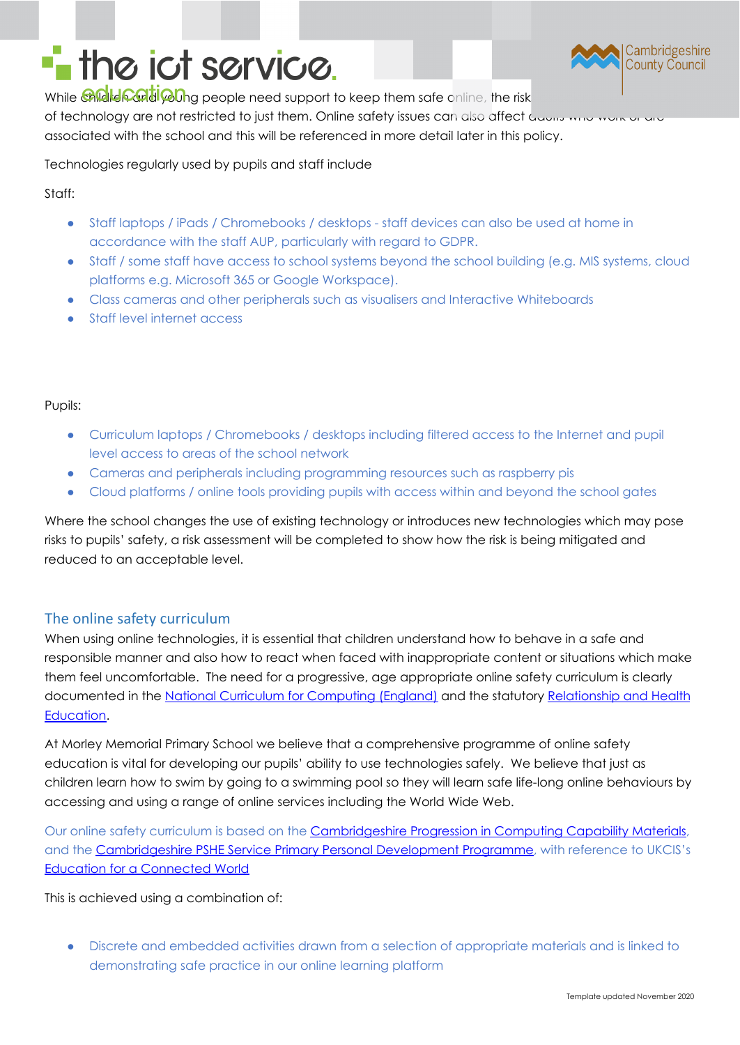While children and young people need support to keep them safe online, the risks of technology are not restricted to just them. Online safety issues can also affect adults who work or are associated with the school and this will be referenced in more detail later in this policy.

Technologies regularly used by pupils and staff include

Staff:

- Staff laptops / iPads / Chromebooks / desktops - staff devices can also be used at home in accordance with the staff AUP, particularly with regard to GDPR.
- Staff / some staff have access to school systems beyond the school building (e.g. MIS systems, cloud platforms e.g. Microsoft 365 or Google Workspace).
- Class cameras and other peripherals such as visualisers and Interactive Whiteboards
- Staff level internet access

Pupils:

- Curriculum laptops / Chromebooks / desktops including filtered access to the Internet and pupil level access to areas of the school network
- Cameras and peripherals including programming resources such as raspberry pis
- Cloud platforms / online tools providing pupils with access within and beyond the school gates

Where the school changes the use of existing technology or introduces new technologies which may pose risks to pupils' safety, a risk assessment will be completed to show how the risk is being mitigated and reduced to an acceptable level.

## The online safety curriculum

When using online technologies, it is essential that children understand how to behave in a safe and responsible manner and also how to react when faced with inappropriate content or situations which make them feel uncomfortable. The need for a progressive, age appropriate online safety curriculum is clearly documented in the National Curriculum for Computing (England) and the statutory Relationship and Health Education.

At Morley Memorial Primary School we believe that a comprehensive programme of online safety education is vital for developing our pupils' ability to use technologies safely. We believe that just as children learn how to swim by going to a swimming pool so they will learn safe life-long online behaviours by accessing and using a range of online services including the World Wide Web.

Our online safety curriculum is based on the Cambridgeshire Progression in Computing Capability Materials, and the Cambridgeshire PSHE Service Primary Personal Development Programme, with reference to UKCIS's Education for a Connected World

This is achieved using a combination of:

- Discrete and embedded activities drawn from a selection of appropriate materials and is linked to demonstrating safe practice in our online learning platform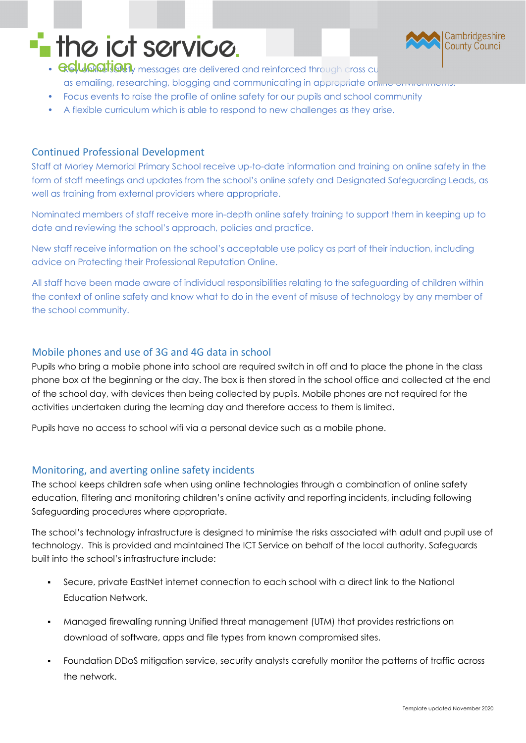- Key online safety messages are delivered and reinforced through cross curricular opportunities such as emailing, researching, blogging and communicating in appropriate online environments.
- Focus events to raise the profile of online safety for our pupils and school community
- A flexible curriculum which is able to respond to new challenges as they arise.

## Continued Professional Development

Staff at Morley Memorial Primary School receive up-to-date information and training on online safety in the form of staff meetings and updates from the school's online safety and Designated Safeguarding Leads, as well as training from external providers where appropriate.

Nominated members of staff receive more in-depth online safety training to support them in keeping up to date and reviewing the school's approach, policies and practice.

New staff receive information on the school's acceptable use policy as part of their induction, including advice on Protecting their Professional Reputation Online.

All staff have been made aware of individual responsibilities relating to the safeguarding of children within the context of online safety and know what to do in the event of misuse of technology by any member of the school community.

## Mobile phones and use of 3G and 4G data in school

Pupils who bring a mobile phone into school are required switch in off and to place the phone in the class phone box at the beginning or the day. The box is then stored in the school office and collected at the end of the school day, with devices then being collected by pupils. Mobile phones are not required for the activities undertaken during the learning day and therefore access to them is limited.

Pupils have no access to school wifi via a personal device such as a mobile phone.

## Monitoring, and averting online safety incidents

The school keeps children safe when using online technologies through a combination of online safety education, filtering and monitoring children's online activity and reporting incidents, including following Safeguarding procedures where appropriate.

The school's technology infrastructure is designed to minimise the risks associated with adult and pupil use of technology. This is provided and maintained The ICT Service on behalf of the local authority. Safeguards built into the school's infrastructure include:

- Secure, private EastNet internet connection to each school with a direct link to the National Education Network.
- Managed firewalling running Unified threat management (UTM) that provides restrictions on download of software, apps and file types from known compromised sites.
- Foundation DDoS mitigation service, security analysts carefully monitor the patterns of traffic across the network.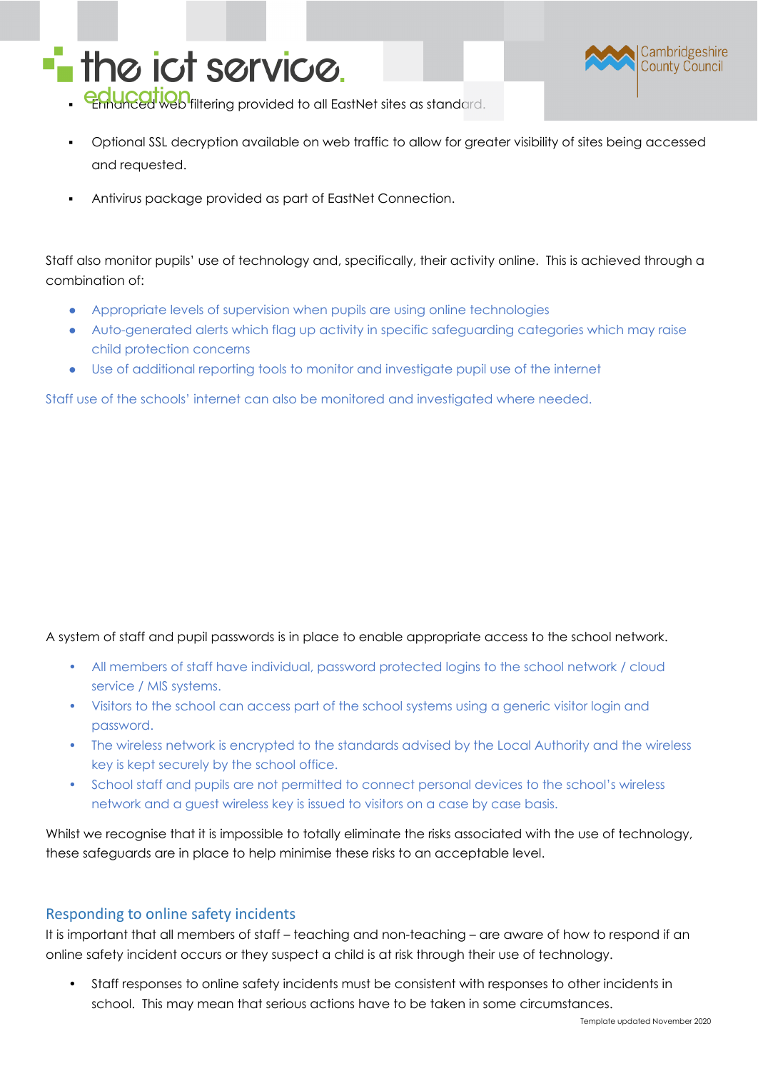- Enhanced web filtering provided to all EastNet sites as standard.
- Optional SSL decryption available on web traffic to allow for greater visibility of sites being accessed and requested.
- Antivirus package provided as part of EastNet Connection.

Staff also monitor pupils' use of technology and, specifically, their activity online. This is achieved through a combination of:

- Appropriate levels of supervision when pupils are using online technologies
- Auto-generated alerts which flag up activity in specific safeguarding categories which may raise child protection concerns
- Use of additional reporting tools to monitor and investigate pupil use of the internet

Staff use of the schools' internet can also be monitored and investigated where needed.

A system of staff and pupil passwords is in place to enable appropriate access to the school network.

- All members of staff have individual, password protected logins to the school network / cloud service / MIS systems.
- Visitors to the school can access part of the school systems using a generic visitor login and password.
- The wireless network is encrypted to the standards advised by the Local Authority and the wireless key is kept securely by the school office.
- School staff and pupils are not permitted to connect personal devices to the school's wireless network and a guest wireless key is issued to visitors on a case by case basis.

Whilst we recognise that it is impossible to totally eliminate the risks associated with the use of technology, these safeguards are in place to help minimise these risks to an acceptable level.

## Responding to online safety incidents

It is important that all members of staff – teaching and non-teaching – are aware of how to respond if an online safety incident occurs or they suspect a child is at risk through their use of technology.

- Staff responses to online safety incidents must be consistent with responses to other incidents in school. This may mean that serious actions have to be taken in some circumstances.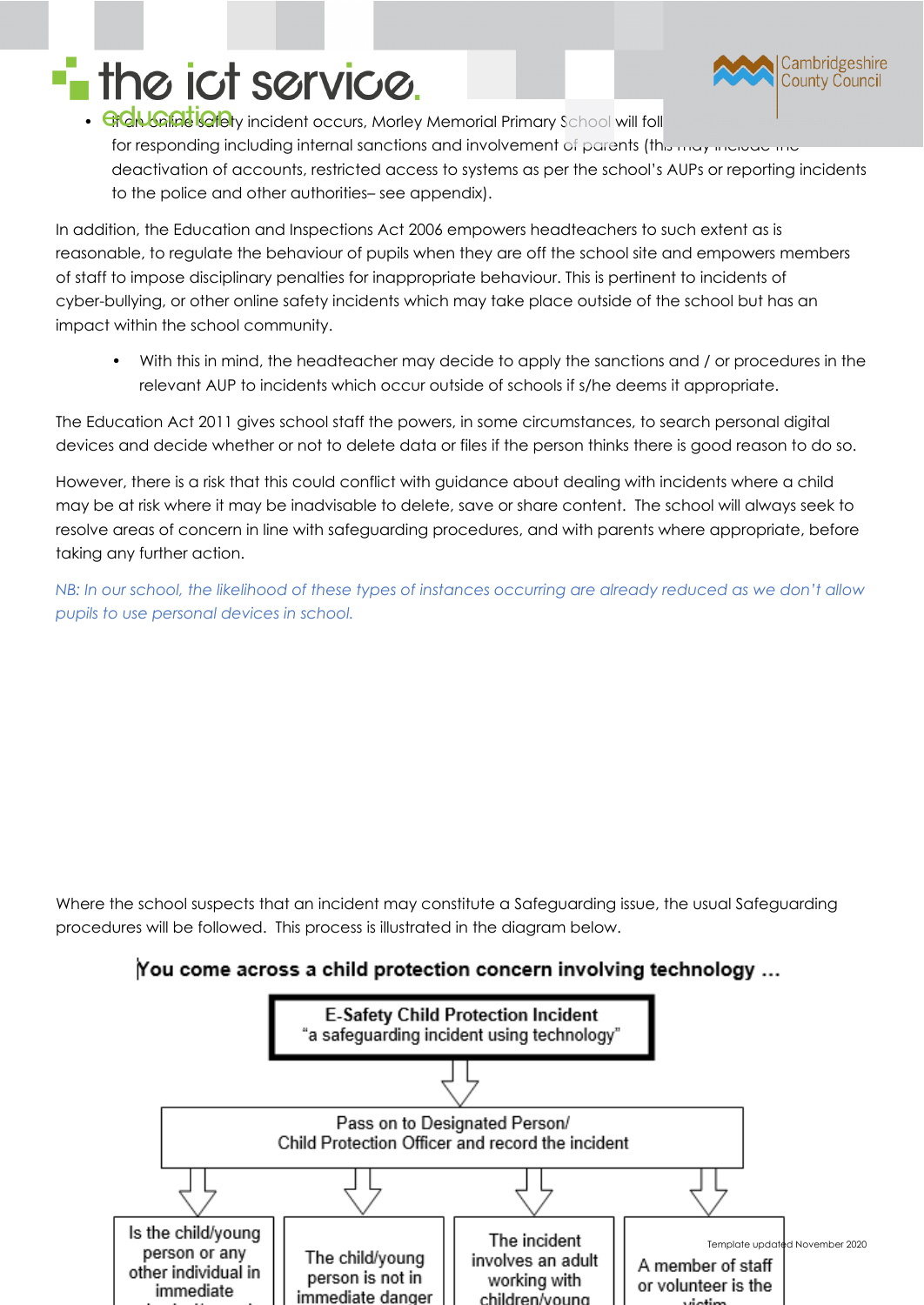- If an online safety incident occurs, Morley Memorial Primary School will follow procedures for responding including internal sanctions and involvement of parents (this may include the deactivation of accounts, restricted access to systems as per the school's AUPs or reporting incidents to the police and other authorities– see appendix).

In addition, the Education and Inspections Act 2006 empowers headteachers to such extent as is reasonable, to regulate the behaviour of pupils when they are off the school site and empowers members of staff to impose disciplinary penalties for inappropriate behaviour. This is pertinent to incidents of cyber-bullying, or other online safety incidents which may take place outside of the school but has an impact within the school community.

- With this in mind, the headteacher may decide to apply the sanctions and / or procedures in the relevant AUP to incidents which occur outside of schools if s/he deems it appropriate.

The Education Act 2011 gives school staff the powers, in some circumstances, to search personal digital devices and decide whether or not to delete data or files if the person thinks there is good reason to do so.

However, there is a risk that this could conflict with guidance about dealing with incidents where a child may be at risk where it may be inadvisable to delete, save or share content. The school will always seek to resolve areas of concern in line with safeguarding procedures, and with parents where appropriate, before taking any further action.

*NB: In our school, the likelihood of these types of instances occurring are already reduced as we don't allow pupils to use personal devices in school.*

Where the school suspects that an incident may constitute a Safeguarding issue, the usual Safeguarding procedures will be followed. This process is illustrated in the diagram below.

**You come across a child protection concern involving technology …**

**E-Safety Child Protection Incident**
"a safeguarding incident using technology"

Pass on to Designated Person/
Child Protection Officer and record the incident

Is the child/young person or any other individual in immediate

The child/young person is not in immediate danger

The incident involves an adult working with children/young

A member of staff or volunteer is the victim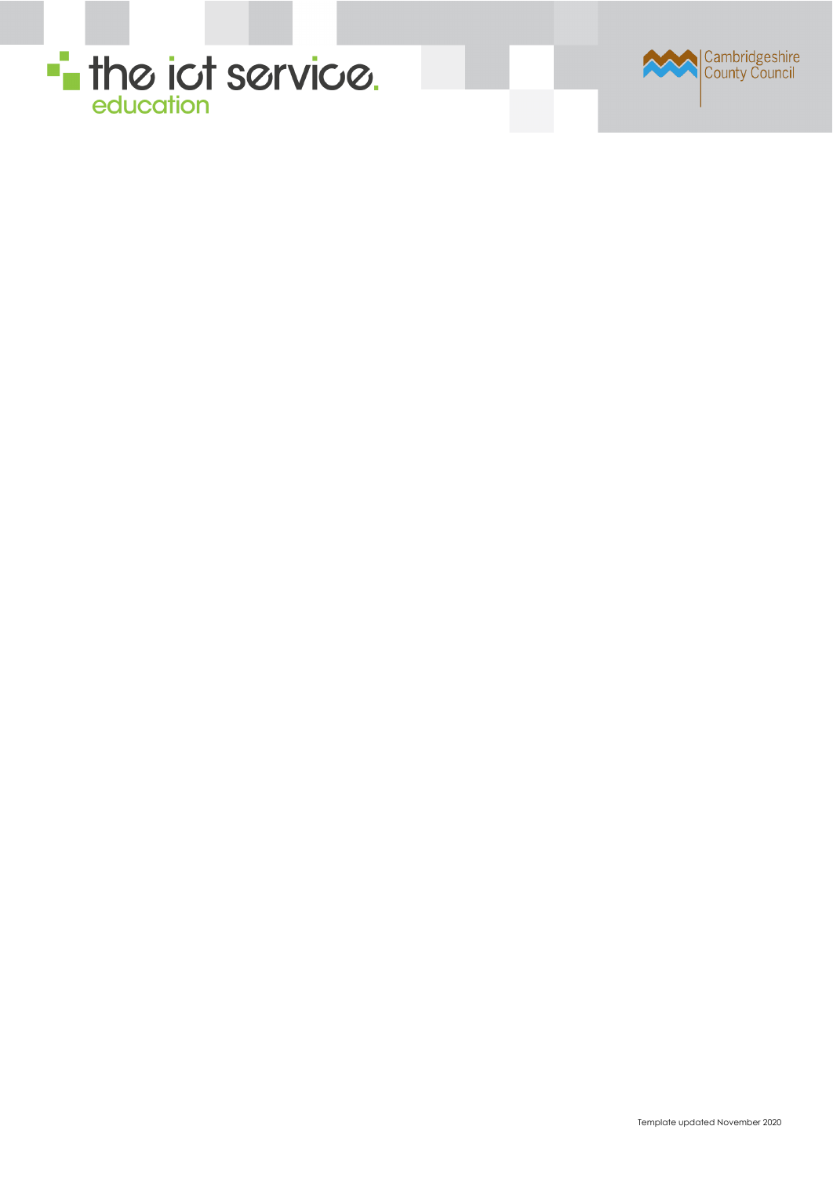the ict service. education

Cambridgeshire County Council

Template updated November 2020